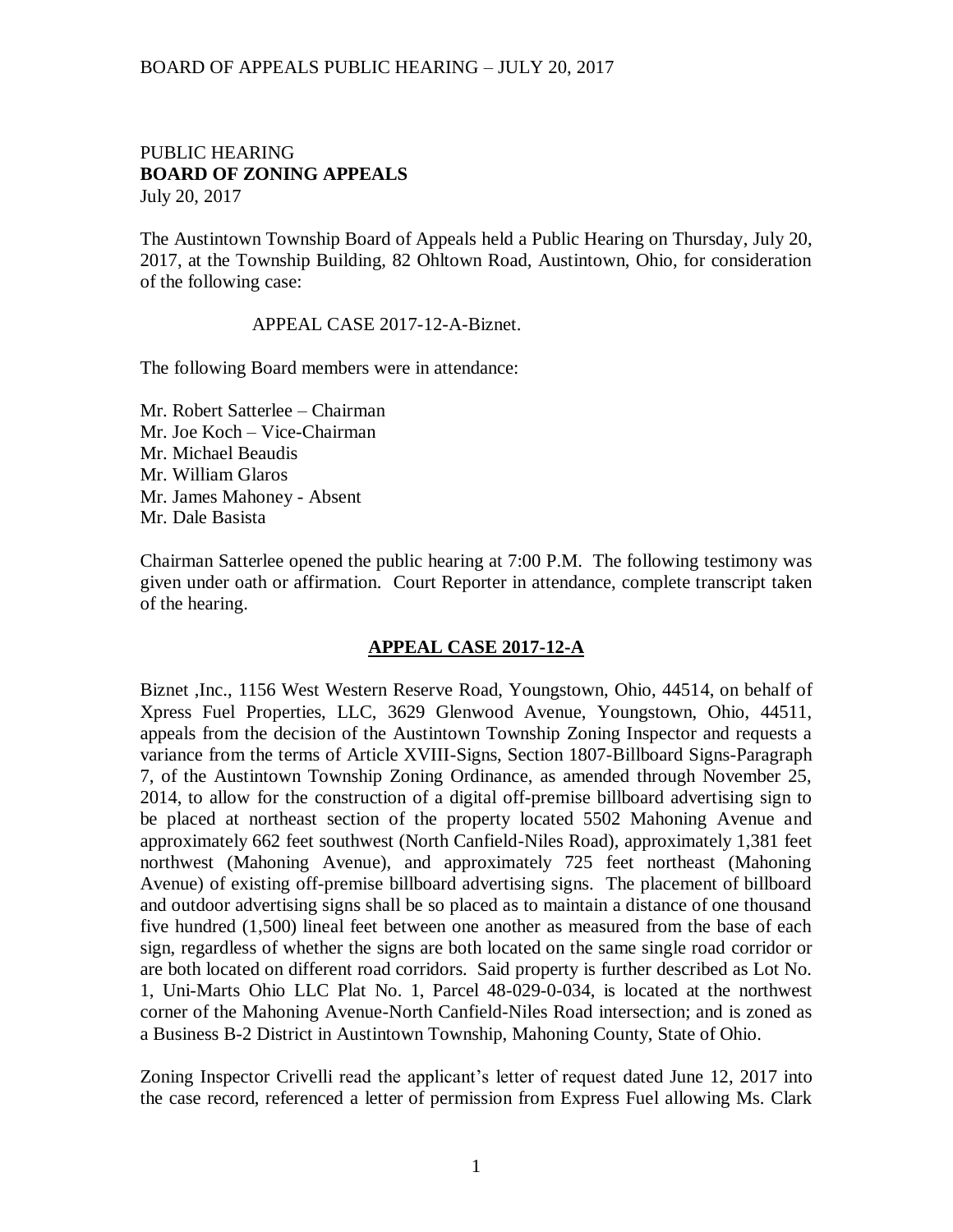PUBLIC HEARING
**BOARD OF ZONING APPEALS**
July 20, 2017

The Austintown Township Board of Appeals held a Public Hearing on Thursday, July 20, 2017, at the Township Building, 82 Ohltown Road, Austintown, Ohio, for consideration of the following case:

APPEAL CASE 2017-12-A-Biznet.

The following Board members were in attendance:

Mr. Robert Satterlee – Chairman
Mr. Joe Koch – Vice-Chairman
Mr. Michael Beaudis
Mr. William Glaros
Mr. James Mahoney - Absent
Mr. Dale Basista

Chairman Satterlee opened the public hearing at 7:00 P.M. The following testimony was given under oath or affirmation. Court Reporter in attendance, complete transcript taken of the hearing.

## APPEAL CASE 2017-12-A

Biznet ,Inc., 1156 West Western Reserve Road, Youngstown, Ohio, 44514, on behalf of Xpress Fuel Properties, LLC, 3629 Glenwood Avenue, Youngstown, Ohio, 44511, appeals from the decision of the Austintown Township Zoning Inspector and requests a variance from the terms of Article XVIII-Signs, Section 1807-Billboard Signs-Paragraph 7, of the Austintown Township Zoning Ordinance, as amended through November 25, 2014, to allow for the construction of a digital off-premise billboard advertising sign to be placed at northeast section of the property located 5502 Mahoning Avenue and approximately 662 feet southwest (North Canfield-Niles Road), approximately 1,381 feet northwest (Mahoning Avenue), and approximately 725 feet northeast (Mahoning Avenue) of existing off-premise billboard advertising signs. The placement of billboard and outdoor advertising signs shall be so placed as to maintain a distance of one thousand five hundred (1,500) lineal feet between one another as measured from the base of each sign, regardless of whether the signs are both located on the same single road corridor or are both located on different road corridors. Said property is further described as Lot No. 1, Uni-Marts Ohio LLC Plat No. 1, Parcel 48-029-0-034, is located at the northwest corner of the Mahoning Avenue-North Canfield-Niles Road intersection; and is zoned as a Business B-2 District in Austintown Township, Mahoning County, State of Ohio.

Zoning Inspector Crivelli read the applicant's letter of request dated June 12, 2017 into the case record, referenced a letter of permission from Express Fuel allowing Ms. Clark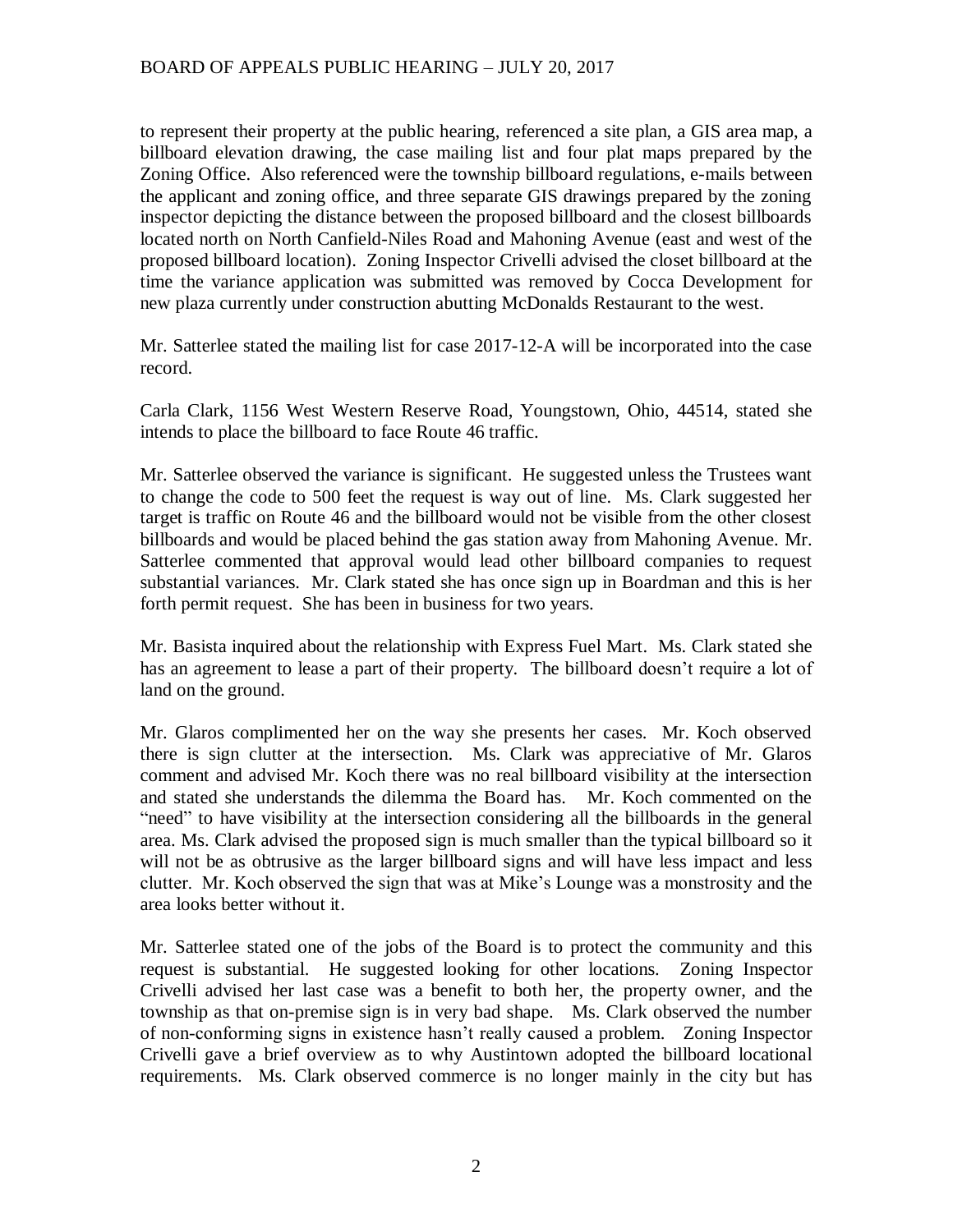to represent their property at the public hearing, referenced a site plan, a GIS area map, a billboard elevation drawing, the case mailing list and four plat maps prepared by the Zoning Office. Also referenced were the township billboard regulations, e-mails between the applicant and zoning office, and three separate GIS drawings prepared by the zoning inspector depicting the distance between the proposed billboard and the closest billboards located north on North Canfield-Niles Road and Mahoning Avenue (east and west of the proposed billboard location). Zoning Inspector Crivelli advised the closet billboard at the time the variance application was submitted was removed by Cocca Development for new plaza currently under construction abutting McDonalds Restaurant to the west.

Mr. Satterlee stated the mailing list for case 2017-12-A will be incorporated into the case record.

Carla Clark, 1156 West Western Reserve Road, Youngstown, Ohio, 44514, stated she intends to place the billboard to face Route 46 traffic.

Mr. Satterlee observed the variance is significant. He suggested unless the Trustees want to change the code to 500 feet the request is way out of line. Ms. Clark suggested her target is traffic on Route 46 and the billboard would not be visible from the other closest billboards and would be placed behind the gas station away from Mahoning Avenue. Mr. Satterlee commented that approval would lead other billboard companies to request substantial variances. Mr. Clark stated she has once sign up in Boardman and this is her forth permit request. She has been in business for two years.

Mr. Basista inquired about the relationship with Express Fuel Mart. Ms. Clark stated she has an agreement to lease a part of their property. The billboard doesn't require a lot of land on the ground.

Mr. Glaros complimented her on the way she presents her cases. Mr. Koch observed there is sign clutter at the intersection. Ms. Clark was appreciative of Mr. Glaros comment and advised Mr. Koch there was no real billboard visibility at the intersection and stated she understands the dilemma the Board has. Mr. Koch commented on the "need" to have visibility at the intersection considering all the billboards in the general area. Ms. Clark advised the proposed sign is much smaller than the typical billboard so it will not be as obtrusive as the larger billboard signs and will have less impact and less clutter. Mr. Koch observed the sign that was at Mike's Lounge was a monstrosity and the area looks better without it.

Mr. Satterlee stated one of the jobs of the Board is to protect the community and this request is substantial. He suggested looking for other locations. Zoning Inspector Crivelli advised her last case was a benefit to both her, the property owner, and the township as that on-premise sign is in very bad shape. Ms. Clark observed the number of non-conforming signs in existence hasn't really caused a problem. Zoning Inspector Crivelli gave a brief overview as to why Austintown adopted the billboard locational requirements. Ms. Clark observed commerce is no longer mainly in the city but has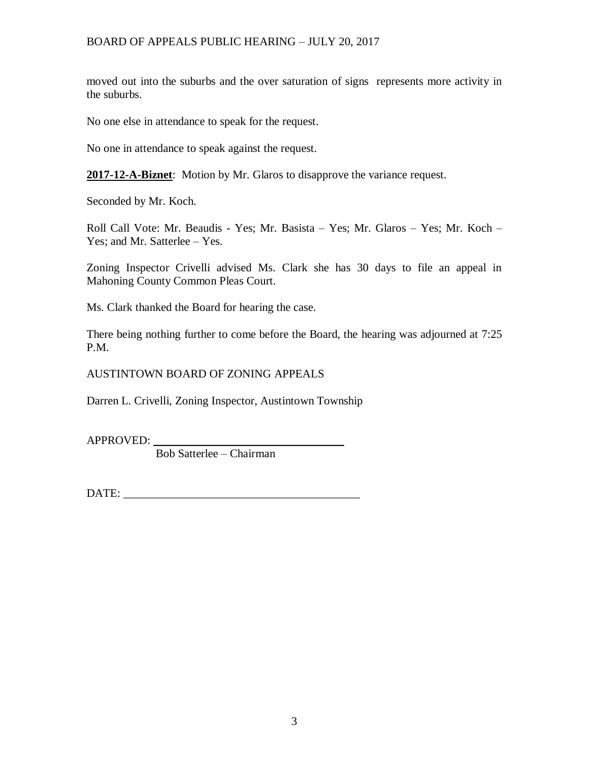moved out into the suburbs and the over saturation of signs represents more activity in the suburbs.

No one else in attendance to speak for the request.

No one in attendance to speak against the request.

**2017-12-A-Biznet**: Motion by Mr. Glaros to disapprove the variance request.

Seconded by Mr. Koch.

Roll Call Vote: Mr. Beaudis - Yes; Mr. Basista – Yes; Mr. Glaros – Yes; Mr. Koch – Yes; and Mr. Satterlee – Yes.

Zoning Inspector Crivelli advised Ms. Clark she has 30 days to file an appeal in Mahoning County Common Pleas Court.

Ms. Clark thanked the Board for hearing the case.

There being nothing further to come before the Board, the hearing was adjourned at 7:25 P.M.

AUSTINTOWN BOARD OF ZONING APPEALS

Darren L. Crivelli, Zoning Inspector, Austintown Township

APPROVED: ________________________________
Bob Satterlee – Chairman

DATE: ________________________________________